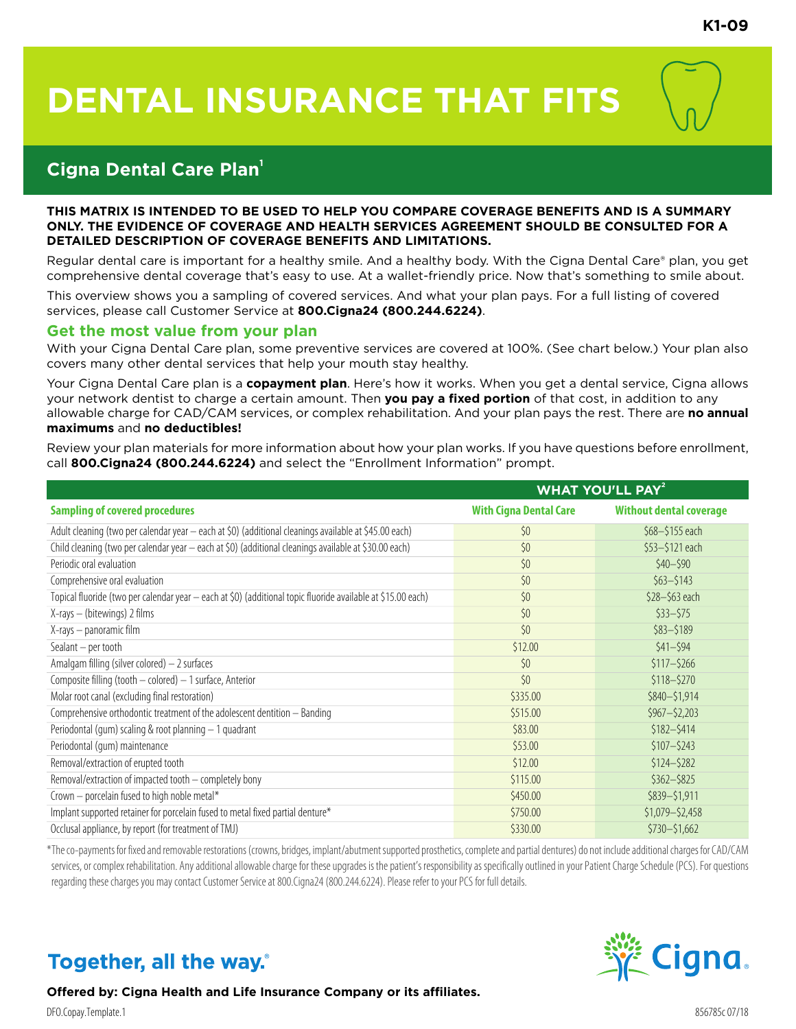K1-09

# DENTAL INSURANCE THAT FITS

## Cigna Dental Care Plan[1]

**THIS MATRIX IS INTENDED TO BE USED TO HELP YOU COMPARE COVERAGE BENEFITS AND IS A SUMMARY ONLY. THE EVIDENCE OF COVERAGE AND HEALTH SERVICES AGREEMENT SHOULD BE CONSULTED FOR A DETAILED DESCRIPTION OF COVERAGE BENEFITS AND LIMITATIONS.**

Regular dental care is important for a healthy smile. And a healthy body. With the Cigna Dental Care® plan, you get comprehensive dental coverage that's easy to use. At a wallet-friendly price. Now that's something to smile about.

This overview shows you a sampling of covered services. And what your plan pays. For a full listing of covered services, please call Customer Service at **800.Cigna24 (800.244.6224)**.

### Get the most value from your plan

With your Cigna Dental Care plan, some preventive services are covered at 100%. (See chart below.) Your plan also covers many other dental services that help your mouth stay healthy.

Your Cigna Dental Care plan is a **copayment plan**. Here's how it works. When you get a dental service, Cigna allows your network dentist to charge a certain amount. Then **you pay a fixed portion** of that cost, in addition to any allowable charge for CAD/CAM services, or complex rehabilitation. And your plan pays the rest. There are **no annual maximums** and **no deductibles!**

Review your plan materials for more information about how your plan works. If you have questions before enrollment, call **800.Cigna24 (800.244.6224)** and select the "Enrollment Information" prompt.

| | WHAT YOU'LL PAY[2] | |
|---|---|---|
| **Sampling of covered procedures** | **With Cigna Dental Care** | **Without dental coverage** |
| Adult cleaning (two per calendar year – each at $0) (additional cleanings available at $45.00 each) | $0 | $68–$155 each |
| Child cleaning (two per calendar year – each at $0) (additional cleanings available at $30.00 each) | $0 | $53–$121 each |
| Periodic oral evaluation | $0 | $40–$90 |
| Comprehensive oral evaluation | $0 | $63–$143 |
| Topical fluoride (two per calendar year – each at $0) (additional topic fluoride available at $15.00 each) | $0 | $28–$63 each |
| X-rays – (bitewings) 2 films | $0 | $33–$75 |
| X-rays – panoramic film | $0 | $83–$189 |
| Sealant – per tooth | $12.00 | $41–$94 |
| Amalgam filling (silver colored) – 2 surfaces | $0 | $117–$266 |
| Composite filling (tooth – colored) – 1 surface, Anterior | $0 | $118–$270 |
| Molar root canal (excluding final restoration) | $335.00 | $840–$1,914 |
| Comprehensive orthodontic treatment of the adolescent dentition – Banding | $515.00 | $967–$2,203 |
| Periodontal (gum) scaling & root planning – 1 quadrant | $83.00 | $182–$414 |
| Periodontal (gum) maintenance | $53.00 | $107–$243 |
| Removal/extraction of erupted tooth | $12.00 | $124–$282 |
| Removal/extraction of impacted tooth – completely bony | $115.00 | $362–$825 |
| Crown – porcelain fused to high noble metal* | $450.00 | $839–$1,911 |
| Implant supported retainer for porcelain fused to metal fixed partial denture* | $750.00 | $1,079–$2,458 |
| Occlusal appliance, by report (for treatment of TMJ) | $330.00 | $730–$1,662 |

*The co-payments for fixed and removable restorations (crowns, bridges, implant/abutment supported prosthetics, complete and partial dentures) do not include additional charges for CAD/CAM services, or complex rehabilitation. Any additional allowable charge for these upgrades is the patient's responsibility as specifically outlined in your Patient Charge Schedule (PCS). For questions regarding these charges you may contact Customer Service at 800.Cigna24 (800.244.6224). Please refer to your PCS for full details.

**Together, all the way.®**

Cigna.

**Offered by: Cigna Health and Life Insurance Company or its affiliates.**

DFO.Copay.Template.1

856785c 07/18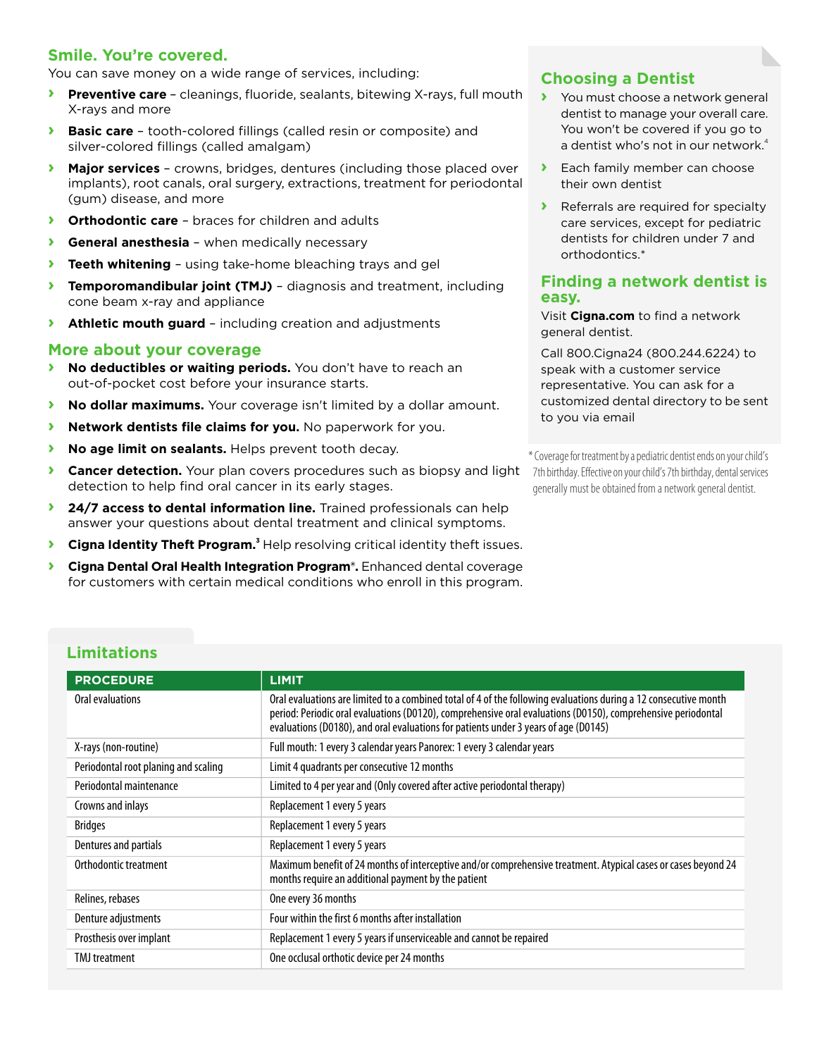## Smile. You're covered.

You can save money on a wide range of services, including:

- **Preventive care** – cleanings, fluoride, sealants, bitewing X-rays, full mouth X-rays and more
- **Basic care** – tooth-colored fillings (called resin or composite) and silver-colored fillings (called amalgam)
- **Major services** – crowns, bridges, dentures (including those placed over implants), root canals, oral surgery, extractions, treatment for periodontal (gum) disease, and more
- **Orthodontic care** – braces for children and adults
- **General anesthesia** – when medically necessary
- **Teeth whitening** – using take-home bleaching trays and gel
- **Temporomandibular joint (TMJ)** – diagnosis and treatment, including cone beam x-ray and appliance
- **Athletic mouth guard** – including creation and adjustments

## More about your coverage

- **No deductibles or waiting periods.** You don't have to reach an out-of-pocket cost before your insurance starts.
- **No dollar maximums.** Your coverage isn't limited by a dollar amount.
- **Network dentists file claims for you.** No paperwork for you.
- **No age limit on sealants.** Helps prevent tooth decay.
- **Cancer detection.** Your plan covers procedures such as biopsy and light detection to help find oral cancer in its early stages.
- **24/7 access to dental information line.** Trained professionals can help answer your questions about dental treatment and clinical symptoms.
- **Cigna Identity Theft Program.**[3] Help resolving critical identity theft issues.
- **Cigna Dental Oral Health Integration Program®.** Enhanced dental coverage for customers with certain medical conditions who enroll in this program.

## Choosing a Dentist

- You must choose a network general dentist to manage your overall care. You won't be covered if you go to a dentist who's not in our network.[4]
- Each family member can choose their own dentist
- Referrals are required for specialty care services, except for pediatric dentists for children under 7 and orthodontics.*

## Finding a network dentist is easy.

Visit **Cigna.com** to find a network general dentist.

Call 800.Cigna24 (800.244.6224) to speak with a customer service representative. You can ask for a customized dental directory to be sent to you via email

* Coverage for treatment by a pediatric dentist ends on your child's 7th birthday. Effective on your child's 7th birthday, dental services generally must be obtained from a network general dentist.

## Limitations

| PROCEDURE | LIMIT |
|---|---|
| Oral evaluations | Oral evaluations are limited to a combined total of 4 of the following evaluations during a 12 consecutive month period: Periodic oral evaluations (D0120), comprehensive oral evaluations (D0150), comprehensive periodontal evaluations (D0180), and oral evaluations for patients under 3 years of age (D0145) |
| X-rays (non-routine) | Full mouth: 1 every 3 calendar years Panorex: 1 every 3 calendar years |
| Periodontal root planing and scaling | Limit 4 quadrants per consecutive 12 months |
| Periodontal maintenance | Limited to 4 per year and (Only covered after active periodontal therapy) |
| Crowns and inlays | Replacement 1 every 5 years |
| Bridges | Replacement 1 every 5 years |
| Dentures and partials | Replacement 1 every 5 years |
| Orthodontic treatment | Maximum benefit of 24 months of interceptive and/or comprehensive treatment. Atypical cases or cases beyond 24 months require an additional payment by the patient |
| Relines, rebases | One every 36 months |
| Denture adjustments | Four within the first 6 months after installation |
| Prosthesis over implant | Replacement 1 every 5 years if unserviceable and cannot be repaired |
| TMJ treatment | One occlusal orthotic device per 24 months |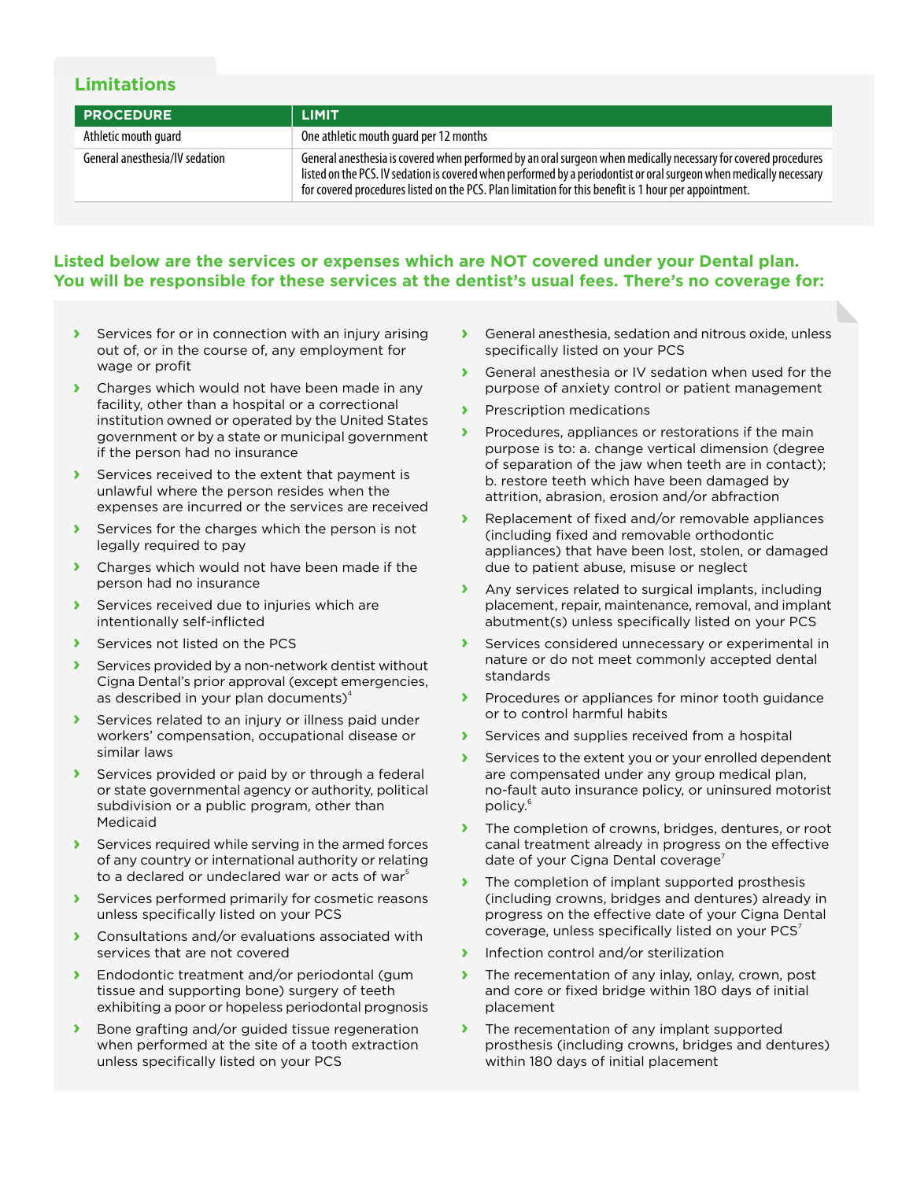## Limitations

| PROCEDURE | LIMIT |
|---|---|
| Athletic mouth guard | One athletic mouth guard per 12 months |
| General anesthesia/IV sedation | General anesthesia is covered when performed by an oral surgeon when medically necessary for covered procedures listed on the PCS. IV sedation is covered when performed by a periodontist or oral surgeon when medically necessary for covered procedures listed on the PCS. Plan limitation for this benefit is 1 hour per appointment. |

**Listed below are the services or expenses which are NOT covered under your Dental plan. You will be responsible for these services at the dentist's usual fees. There's no coverage for:**

- Services for or in connection with an injury arising out of, or in the course of, any employment for wage or profit
- Charges which would not have been made in any facility, other than a hospital or a correctional institution owned or operated by the United States government or by a state or municipal government if the person had no insurance
- Services received to the extent that payment is unlawful where the person resides when the expenses are incurred or the services are received
- Services for the charges which the person is not legally required to pay
- Charges which would not have been made if the person had no insurance
- Services received due to injuries which are intentionally self-inflicted
- Services not listed on the PCS
- Services provided by a non-network dentist without Cigna Dental's prior approval (except emergencies, as described in your plan documents)[4]
- Services related to an injury or illness paid under workers' compensation, occupational disease or similar laws
- Services provided or paid by or through a federal or state governmental agency or authority, political subdivision or a public program, other than Medicaid
- Services required while serving in the armed forces of any country or international authority or relating to a declared or undeclared war or acts of war[5]
- Services performed primarily for cosmetic reasons unless specifically listed on your PCS
- Consultations and/or evaluations associated with services that are not covered
- Endodontic treatment and/or periodontal (gum tissue and supporting bone) surgery of teeth exhibiting a poor or hopeless periodontal prognosis
- Bone grafting and/or guided tissue regeneration when performed at the site of a tooth extraction unless specifically listed on your PCS
- General anesthesia, sedation and nitrous oxide, unless specifically listed on your PCS
- General anesthesia or IV sedation when used for the purpose of anxiety control or patient management
- Prescription medications
- Procedures, appliances or restorations if the main purpose is to: a. change vertical dimension (degree of separation of the jaw when teeth are in contact); b. restore teeth which have been damaged by attrition, abrasion, erosion and/or abfraction
- Replacement of fixed and/or removable appliances (including fixed and removable orthodontic appliances) that have been lost, stolen, or damaged due to patient abuse, misuse or neglect
- Any services related to surgical implants, including placement, repair, maintenance, removal, and implant abutment(s) unless specifically listed on your PCS
- Services considered unnecessary or experimental in nature or do not meet commonly accepted dental standards
- Procedures or appliances for minor tooth guidance or to control harmful habits
- Services and supplies received from a hospital
- Services to the extent you or your enrolled dependent are compensated under any group medical plan, no-fault auto insurance policy, or uninsured motorist policy.[6]
- The completion of crowns, bridges, dentures, or root canal treatment already in progress on the effective date of your Cigna Dental coverage[7]
- The completion of implant supported prosthesis (including crowns, bridges and dentures) already in progress on the effective date of your Cigna Dental coverage, unless specifically listed on your PCS[7]
- Infection control and/or sterilization
- The recementation of any inlay, onlay, crown, post and core or fixed bridge within 180 days of initial placement
- The recementation of any implant supported prosthesis (including crowns, bridges and dentures) within 180 days of initial placement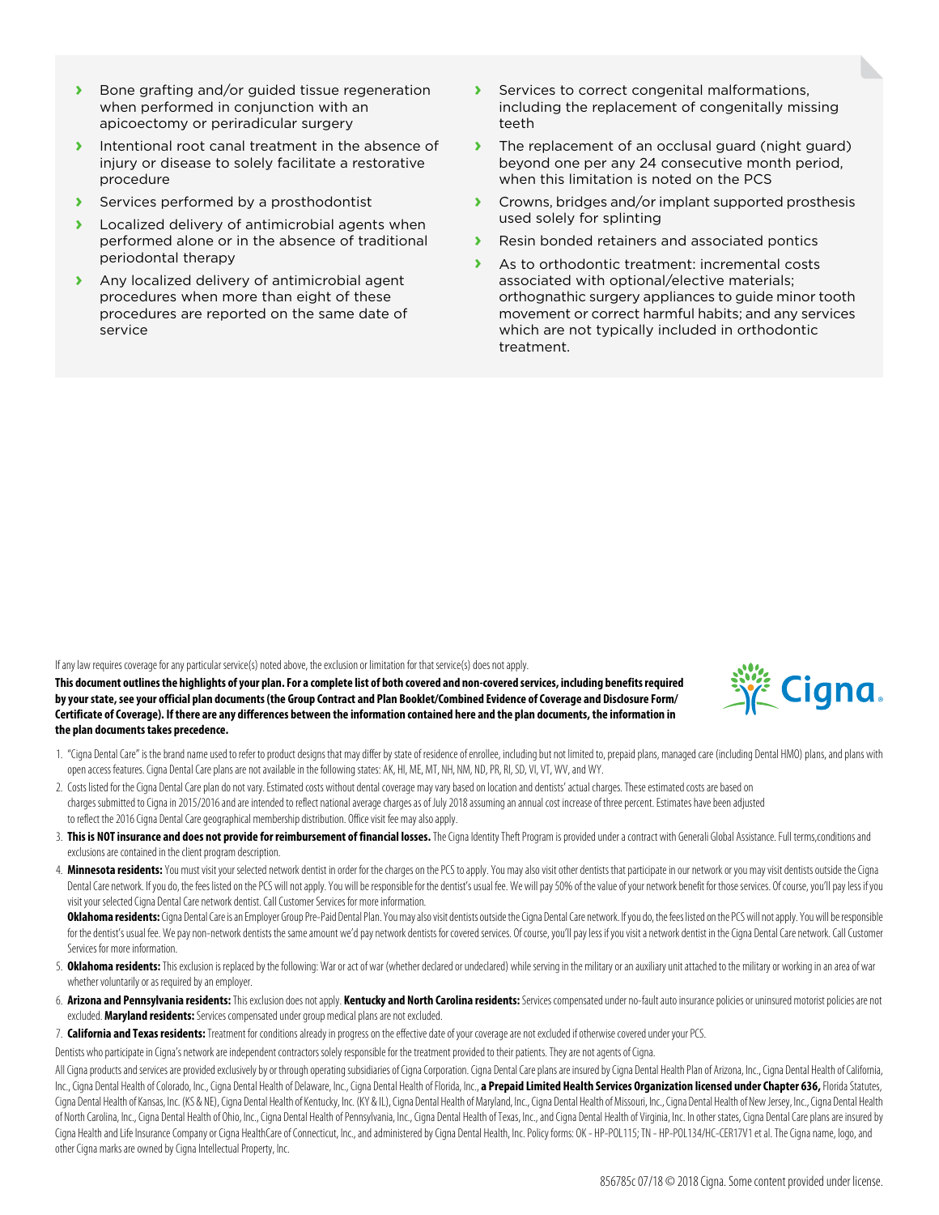- Bone grafting and/or guided tissue regeneration when performed in conjunction with an apicoectomy or periradicular surgery
- Intentional root canal treatment in the absence of injury or disease to solely facilitate a restorative procedure
- Services performed by a prosthodontist
- Localized delivery of antimicrobial agents when performed alone or in the absence of traditional periodontal therapy
- Any localized delivery of antimicrobial agent procedures when more than eight of these procedures are reported on the same date of service
- Services to correct congenital malformations, including the replacement of congenitally missing teeth
- The replacement of an occlusal guard (night guard) beyond one per any 24 consecutive month period, when this limitation is noted on the PCS
- Crowns, bridges and/or implant supported prosthesis used solely for splinting
- Resin bonded retainers and associated pontics
- As to orthodontic treatment: incremental costs associated with optional/elective materials; orthognathic surgery appliances to guide minor tooth movement or correct harmful habits; and any services which are not typically included in orthodontic treatment.

If any law requires coverage for any particular service(s) noted above, the exclusion or limitation for that service(s) does not apply.

**This document outlines the highlights of your plan. For a complete list of both covered and non-covered services, including benefits required by your state, see your official plan documents (the Group Contract and Plan Booklet/Combined Evidence of Coverage and Disclosure Form/Certificate of Coverage). If there are any differences between the information contained here and the plan documents, the information in the plan documents takes precedence.**

Cigna.

1. "Cigna Dental Care" is the brand name used to refer to product designs that may differ by state of residence of enrollee, including but not limited to, prepaid plans, managed care (including Dental HMO) plans, and plans with open access features. Cigna Dental Care plans are not available in the following states: AK, HI, ME, MT, NH, NM, ND, PR, RI, SD, VI, VT, WV, and WY.
2. Costs listed for the Cigna Dental Care plan do not vary. Estimated costs without dental coverage may vary based on location and dentists' actual charges. These estimated costs are based on charges submitted to Cigna in 2015/2016 and are intended to reflect national average charges as of July 2018 assuming an annual cost increase of three percent. Estimates have been adjusted to reflect the 2016 Cigna Dental Care geographical membership distribution. Office visit fee may also apply.
3. **This is NOT insurance and does not provide for reimbursement of financial losses.** The Cigna Identity Theft Program is provided under a contract with Generali Global Assistance. Full terms,conditions and exclusions are contained in the client program description.
4. **Minnesota residents:** You must visit your selected network dentist in order for the charges on the PCS to apply. You may also visit other dentists that participate in our network or you may visit dentists outside the Cigna Dental Care network. If you do, the fees listed on the PCS will not apply. You will be responsible for the dentist's usual fee. We will pay 50% of the value of your network benefit for those services. Of course, you'll pay less if you visit your selected Cigna Dental Care network dentist. Call Customer Services for more information.
   **Oklahoma residents:** Cigna Dental Care is an Employer Group Pre-Paid Dental Plan. You may also visit dentists outside the Cigna Dental Care network. If you do, the fees listed on the PCS will not apply. You will be responsible for the dentist's usual fee. We pay non-network dentists the same amount we'd pay network dentists for covered services. Of course, you'll pay less if you visit a network dentist in the Cigna Dental Care network. Call Customer Services for more information.
5. **Oklahoma residents:** This exclusion is replaced by the following: War or act of war (whether declared or undeclared) while serving in the military or an auxiliary unit attached to the military or working in an area of war whether voluntarily or as required by an employer.
6. **Arizona and Pennsylvania residents:** This exclusion does not apply. **Kentucky and North Carolina residents:** Services compensated under no-fault auto insurance policies or uninsured motorist policies are not excluded. **Maryland residents:** Services compensated under group medical plans are not excluded.
7. **California and Texas residents:** Treatment for conditions already in progress on the effective date of your coverage are not excluded if otherwise covered under your PCS.

Dentists who participate in Cigna's network are independent contractors solely responsible for the treatment provided to their patients. They are not agents of Cigna.

All Cigna products and services are provided exclusively by or through operating subsidiaries of Cigna Corporation. Cigna Dental Care plans are insured by Cigna Dental Health Plan of Arizona, Inc., Cigna Dental Health of California, Inc., Cigna Dental Health of Colorado, Inc., Cigna Dental Health of Delaware, Inc., Cigna Dental Health of Florida, Inc., **a Prepaid Limited Health Services Organization licensed under Chapter 636,** Florida Statutes, Cigna Dental Health of Kansas, Inc. (KS & NE), Cigna Dental Health of Kentucky, Inc. (KY & IL), Cigna Dental Health of Maryland, Inc., Cigna Dental Health of Missouri, Inc., Cigna Dental Health of New Jersey, Inc., Cigna Dental Health of North Carolina, Inc., Cigna Dental Health of Ohio, Inc., Cigna Dental Health of Pennsylvania, Inc., Cigna Dental Health of Texas, Inc., and Cigna Dental Health of Virginia, Inc. In other states, Cigna Dental Care plans are insured by Cigna Health and Life Insurance Company or Cigna HealthCare of Connecticut, Inc., and administered by Cigna Dental Health, Inc. Policy forms: OK - HP-POL115; TN - HP-POL134/HC-CER17V1 et al. The Cigna name, logo, and other Cigna marks are owned by Cigna Intellectual Property, Inc.

856785c 07/18 © 2018 Cigna. Some content provided under license.